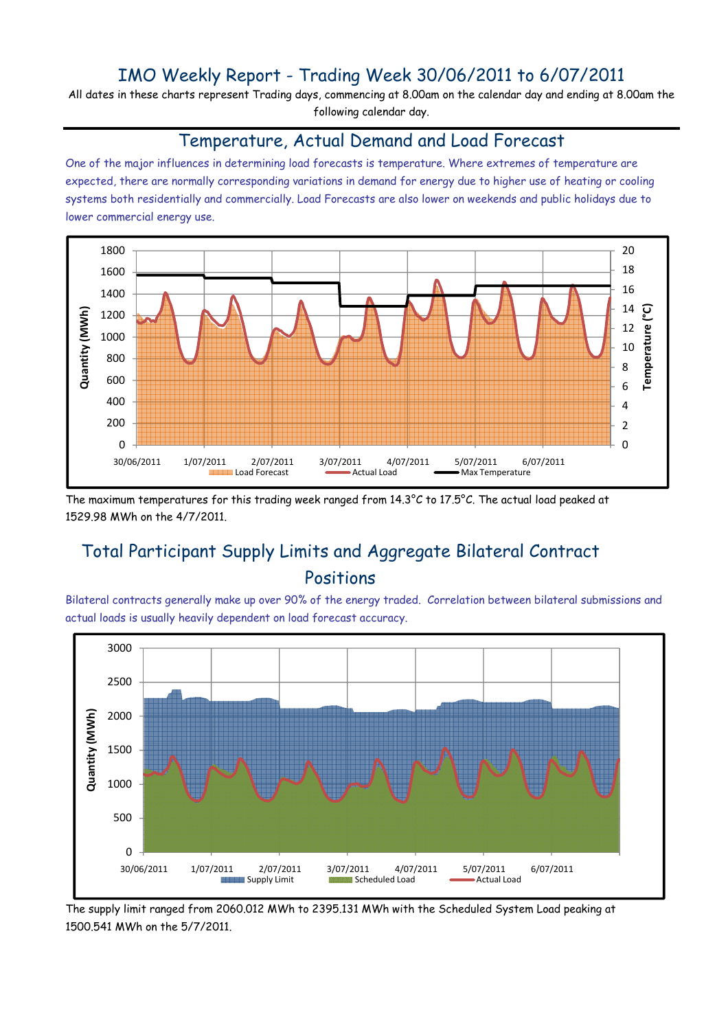# IMO Weekly Report - Trading Week 30/06/2011 to 6/07/2011

All dates in these charts represent Trading days, commencing at 8.00am on the calendar day and ending at 8.00am the following calendar day.

## Temperature, Actual Demand and Load Forecast

One of the major influences in determining load forecasts is temperature. Where extremes of temperature are expected, there are normally corresponding variations in demand for energy due to higher use of heating or cooling systems both residentially and commercially. Load Forecasts are also lower on weekends and public holidays due to lower commercial energy use.

The maximum temperatures for this trading week ranged from 14.3°C to 17.5°C. The actual load peaked at 1529.98 MWh on the 4/7/2011.

## Total Participant Supply Limits and Aggregate Bilateral Contract Positions

Bilateral contracts generally make up over 90% of the energy traded. Correlation between bilateral submissions and actual loads is usually heavily dependent on load forecast accuracy.

The supply limit ranged from 2060.012 MWh to 2395.131 MWh with the Scheduled System Load peaking at 1500.541 MWh on the 5/7/2011.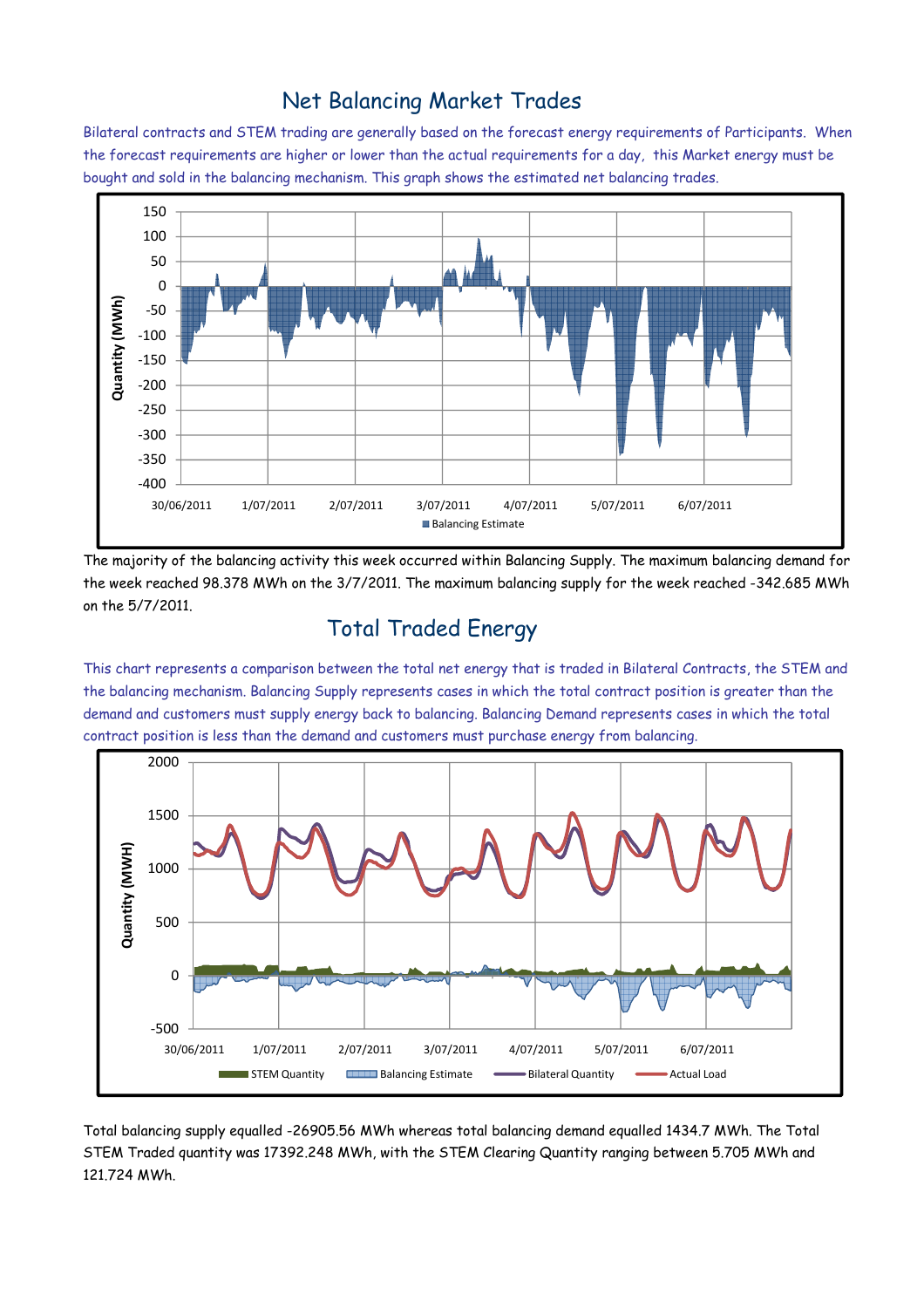## Net Balancing Market Trades

Bilateral contracts and STEM trading are generally based on the forecast energy requirements of Participants. When the forecast requirements are higher or lower than the actual requirements for a day, this Market energy must be bought and sold in the balancing mechanism. This graph shows the estimated net balancing trades.

The majority of the balancing activity this week occurred within Balancing Supply. The maximum balancing demand for the week reached 98.378 MWh on the 3/7/2011. The maximum balancing supply for the week reached -342.685 MWh on the 5/7/2011.

## Total Traded Energy

This chart represents a comparison between the total net energy that is traded in Bilateral Contracts, the STEM and the balancing mechanism. Balancing Supply represents cases in which the total contract position is greater than the demand and customers must supply energy back to balancing. Balancing Demand represents cases in which the total contract position is less than the demand and customers must purchase energy from balancing.

Total balancing supply equalled -26905.56 MWh whereas total balancing demand equalled 1434.7 MWh. The Total STEM Traded quantity was 17392.248 MWh, with the STEM Clearing Quantity ranging between 5.705 MWh and 121.724 MWh.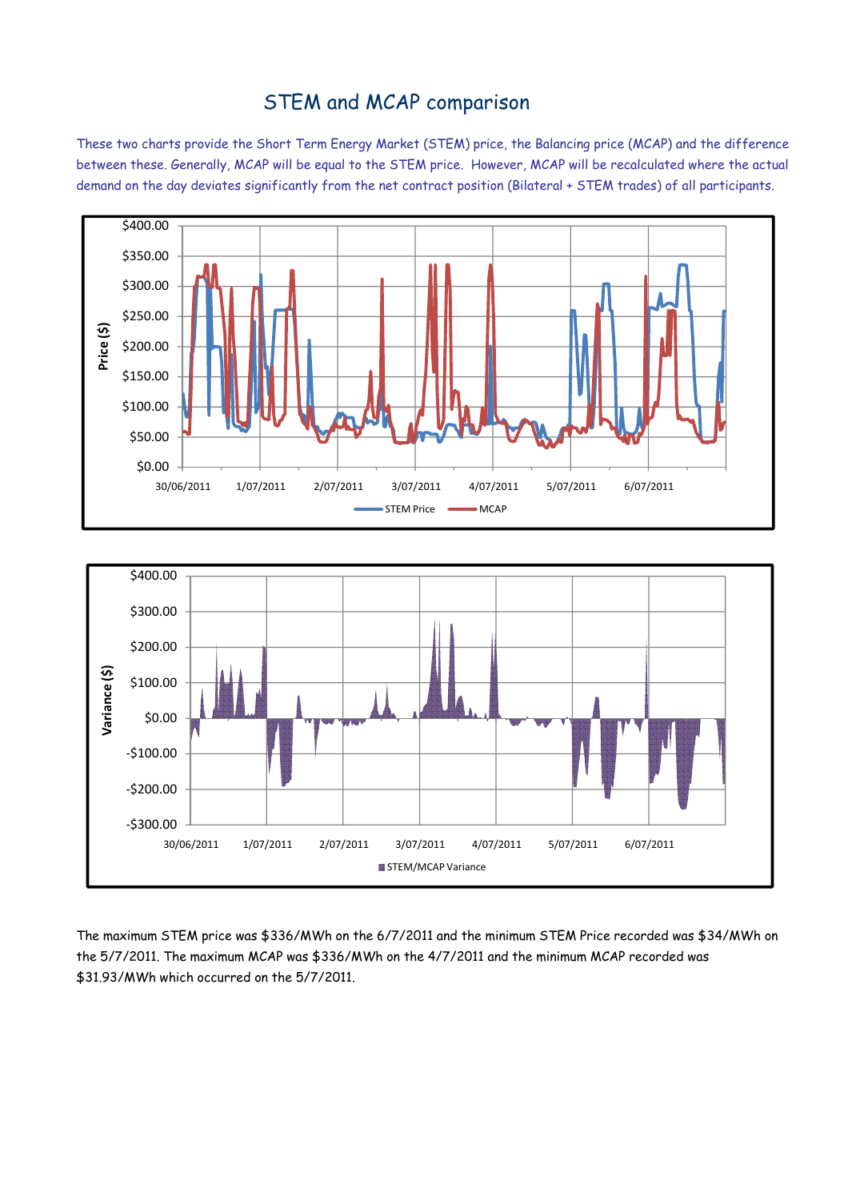# STEM and MCAP comparison

These two charts provide the Short Term Energy Market (STEM) price, the Balancing price (MCAP) and the difference between these. Generally, MCAP will be equal to the STEM price. However, MCAP will be recalculated where the actual demand on the day deviates significantly from the net contract position (Bilateral + STEM trades) of all participants.

Price ($)

$400.00
$350.00
$300.00
$250.00
$200.00
$150.00
$100.00
$50.00
$0.00

30/06/2011 1/07/2011 2/07/2011 3/07/2011 4/07/2011 5/07/2011 6/07/2011

STEM Price MCAP

Variance ($)

$400.00
$300.00
$200.00
$100.00
$0.00
-$100.00
-$200.00
-$300.00

30/06/2011 1/07/2011 2/07/2011 3/07/2011 4/07/2011 5/07/2011 6/07/2011

STEM/MCAP Variance

The maximum STEM price was $336/MWh on the 6/7/2011 and the minimum STEM Price recorded was $34/MWh on the 5/7/2011. The maximum MCAP was $336/MWh on the 4/7/2011 and the minimum MCAP recorded was $31.93/MWh which occurred on the 5/7/2011.